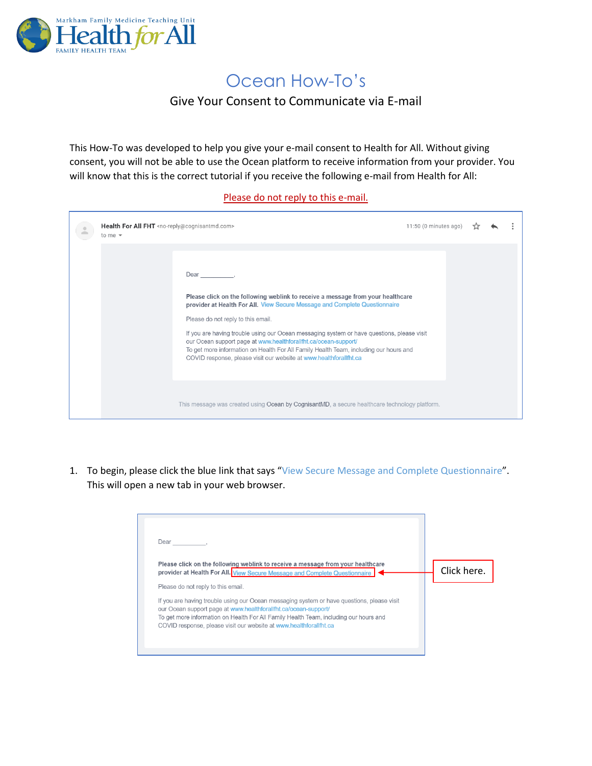Markham Family Medicine Teaching Unit
Health for All
FAMILY HEALTH TEAM

# Ocean How-To's

## Give Your Consent to Communicate via E-mail

This How-To was developed to help you give your e-mail consent to Health for All. Without giving consent, you will not be able to use the Ocean platform to receive information from your provider. You will know that this is the correct tutorial if you receive the following e-mail from Health for All:

Please do not reply to this e-mail.

> Health For All FHT <no-reply@cognisantmd.com>
> to me
>
> 11:50 (0 minutes ago)
>
> Dear ________,
>
> **Please click on the following weblink to receive a message from your healthcare provider at Health For All.** View Secure Message and Complete Questionnaire
>
> Please do not reply to this email.
>
> If you are having trouble using our Ocean messaging system or have questions, please visit our Ocean support page at www.healthforallfht.ca/ocean-support/
> To get more information on Health For All Family Health Team, including our hours and COVID response, please visit our website at www.healthforallfht.ca
>
> This message was created using Ocean by CognisantMD, a secure healthcare technology platform.

1. To begin, please click the blue link that says "View Secure Message and Complete Questionnaire". This will open a new tab in your web browser.

> Dear ________,
>
> **Please click on the following weblink to receive a message from your healthcare provider at Health For All.** View Secure Message and Complete Questionnaire
>
> Please do not reply to this email.
>
> If you are having trouble using our Ocean messaging system or have questions, please visit our Ocean support page at www.healthforallfht.ca/ocean-support/
> To get more information on Health For All Family Health Team, including our hours and COVID response, please visit our website at www.healthforallfht.ca

Click here.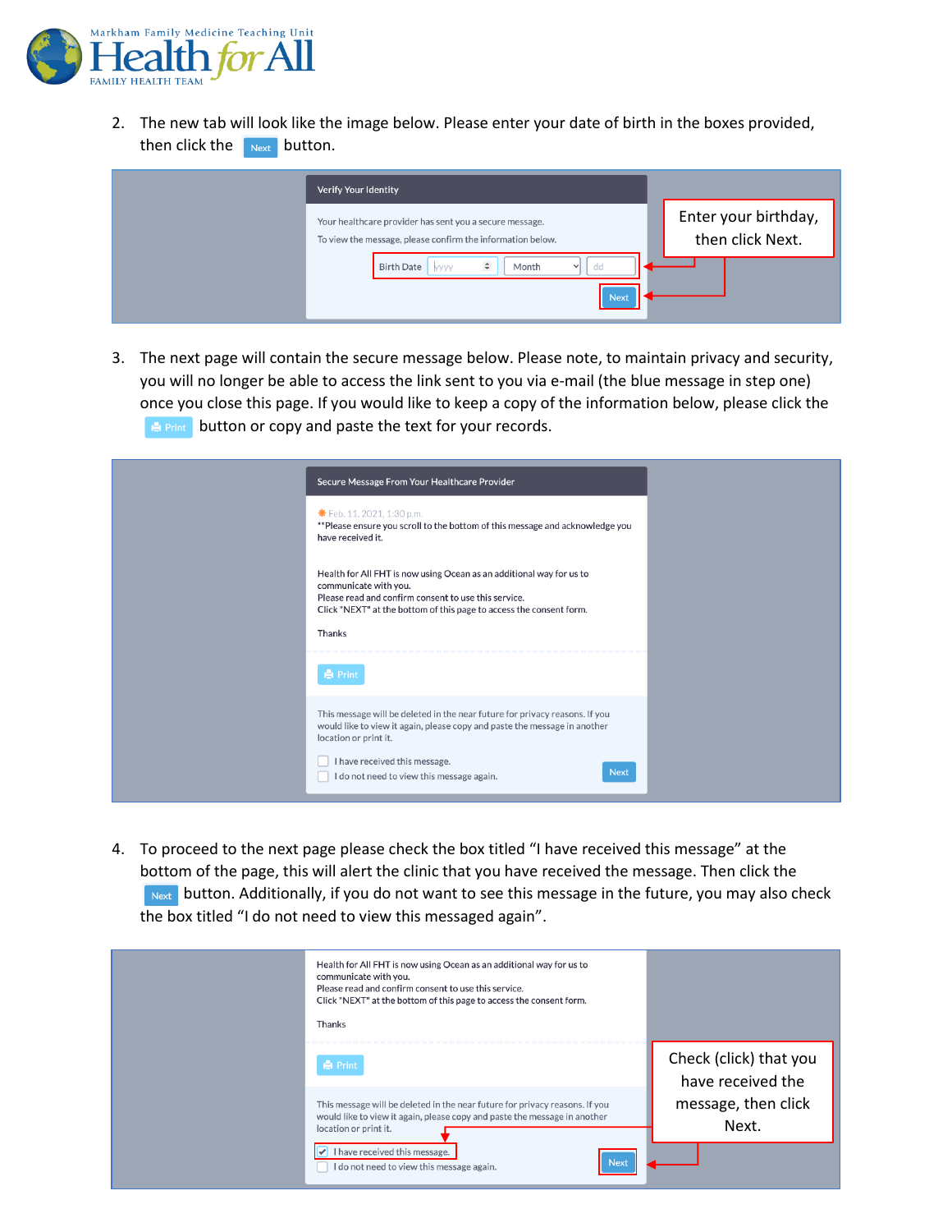2. The new tab will look like the image below. Please enter your date of birth in the boxes provided, then click the Next button.

Verify Your Identity

Your healthcare provider has sent you a secure message.

To view the message, please confirm the information below.

Birth Date | yyyy | Month | dd

Next

Enter your birthday, then click Next.

3. The next page will contain the secure message below. Please note, to maintain privacy and security, you will no longer be able to access the link sent to you via e-mail (the blue message in step one) once you close this page. If you would like to keep a copy of the information below, please click the Print button or copy and paste the text for your records.

Secure Message From Your Healthcare Provider

Feb. 11, 2021, 1:30 p.m.

**Please ensure you scroll to the bottom of this message and acknowledge you have received it.

Health for All FHT is now using Ocean as an additional way for us to communicate with you.
Please read and confirm consent to use this service.
Click "NEXT" at the bottom of this page to access the consent form.

Thanks

Print

This message will be deleted in the near future for privacy reasons. If you would like to view it again, please copy and paste the message in another location or print it.

- [ ] I have received this message.
- [ ] I do not need to view this message again.

Next

4. To proceed to the next page please check the box titled "I have received this message" at the bottom of the page, this will alert the clinic that you have received the message. Then click the Next button. Additionally, if you do not want to see this message in the future, you may also check the box titled "I do not need to view this messaged again".

Health for All FHT is now using Ocean as an additional way for us to communicate with you.
Please read and confirm consent to use this service.
Click "NEXT" at the bottom of this page to access the consent form.

Thanks

Print

This message will be deleted in the near future for privacy reasons. If you would like to view it again, please copy and paste the message in another location or print it.

- [x] I have received this message.
- [ ] I do not need to view this message again.

Next

Check (click) that you have received the message, then click Next.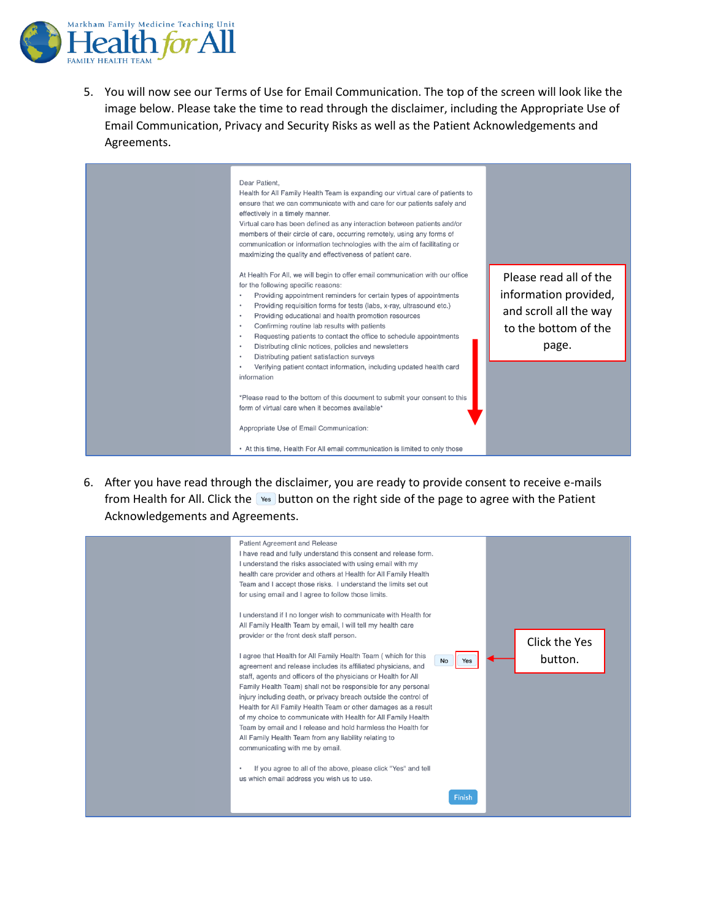5. You will now see our Terms of Use for Email Communication. The top of the screen will look like the image below. Please take the time to read through the disclaimer, including the Appropriate Use of Email Communication, Privacy and Security Risks as well as the Patient Acknowledgements and Agreements.

Dear Patient,
Health for All Family Health Team is expanding our virtual care of patients to ensure that we can communicate with and care for our patients safely and effectively in a timely manner.
Virtual care has been defined as any interaction between patients and/or members of their circle of care, occurring remotely, using any forms of communication or information technologies with the aim of facilitating or maximizing the quality and effectiveness of patient care.

At Health For All, we will begin to offer email communication with our office for the following specific reasons:

- Providing appointment reminders for certain types of appointments
- Providing requisition forms for tests (labs, x-ray, ultrasound etc.)
- Providing educational and health promotion resources
- Confirming routine lab results with patients
- Requesting patients to contact the office to schedule appointments
- Distributing clinic notices, policies and newsletters
- Distributing patient satisfaction surveys
- Verifying patient contact information, including updated health card information

*Please read to the bottom of this document to submit your consent to this form of virtual care when it becomes available*

Appropriate Use of Email Communication:

- At this time, Health For All email communication is limited to only those

Please read all of the information provided, and scroll all the way to the bottom of the page.

6. After you have read through the disclaimer, you are ready to provide consent to receive e-mails from Health for All. Click the Yes button on the right side of the page to agree with the Patient Acknowledgements and Agreements.

Patient Agreement and Release
I have read and fully understand this consent and release form. I understand the risks associated with using email with my health care provider and others at Health for All Family Health Team and I accept those risks. I understand the limits set out for using email and I agree to follow those limits.

I understand if I no longer wish to communicate with Health for All Family Health Team by email, I will tell my health care provider or the front desk staff person.

I agree that Health for All Family Health Team ( which for this agreement and release includes its affiliated physicians, and staff, agents and officers of the physicians or Health for All Family Health Team) shall not be responsible for any personal injury including death, or privacy breach outside the control of Health for All Family Health Team or other damages as a result of my choice to communicate with Health for All Family Health Team by email and I release and hold harmless the Health for All Family Health Team from any liability relating to communicating with me by email.

No | Yes

- If you agree to all of the above, please click "Yes" and tell us which email address you wish us to use.

Finish

Click the Yes button.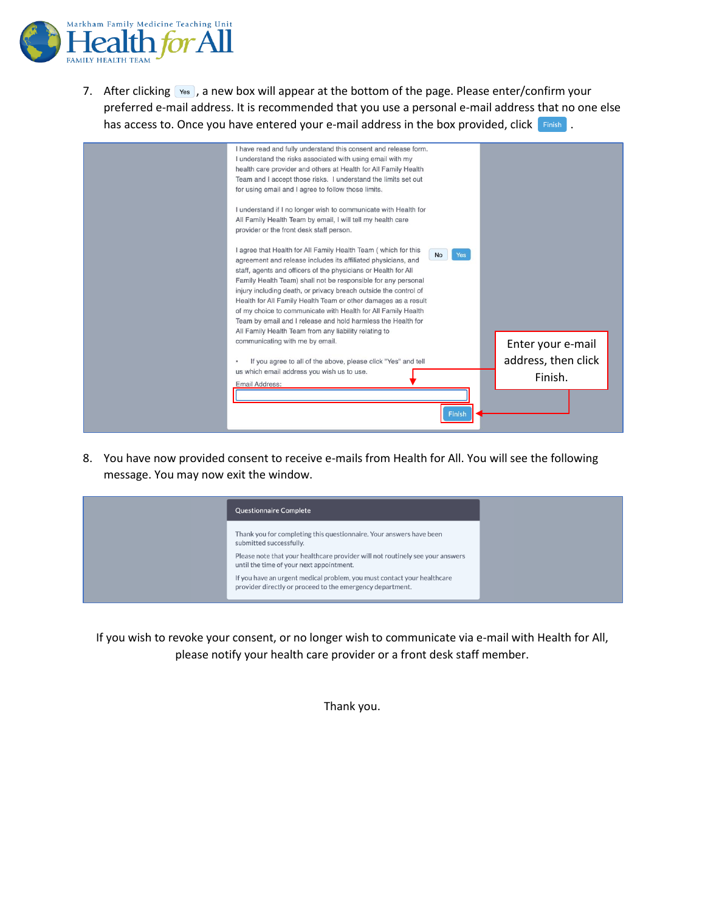7. After clicking Yes, a new box will appear at the bottom of the page. Please enter/confirm your preferred e-mail address. It is recommended that you use a personal e-mail address that no one else has access to. Once you have entered your e-mail address in the box provided, click Finish.

I have read and fully understand this consent and release form. I understand the risks associated with using email with my health care provider and others at Health for All Family Health Team and I accept those risks. I understand the limits set out for using email and I agree to follow those limits.

I understand if I no longer wish to communicate with Health for All Family Health Team by email, I will tell my health care provider or the front desk staff person.

I agree that Health for All Family Health Team ( which for this agreement and release includes its affiliated physicians, and staff, agents and officers of the physicians or Health for All Family Health Team) shall not be responsible for any personal injury including death, or privacy breach outside the control of Health for All Family Health Team or other damages as a result of my choice to communicate with Health for All Family Health Team by email and I release and hold harmless the Health for All Family Health Team from any liability relating to communicating with me by email.

No Yes

- If you agree to all of the above, please click "Yes" and tell us which email address you wish us to use.

Email Address:

Finish

Enter your e-mail address, then click Finish.

8. You have now provided consent to receive e-mails from Health for All. You will see the following message. You may now exit the window.

Questionnaire Complete

Thank you for completing this questionnaire. Your answers have been submitted successfully.

Please note that your healthcare provider will not routinely see your answers until the time of your next appointment.

If you have an urgent medical problem, you must contact your healthcare provider directly or proceed to the emergency department.

If you wish to revoke your consent, or no longer wish to communicate via e-mail with Health for All, please notify your health care provider or a front desk staff member.

Thank you.